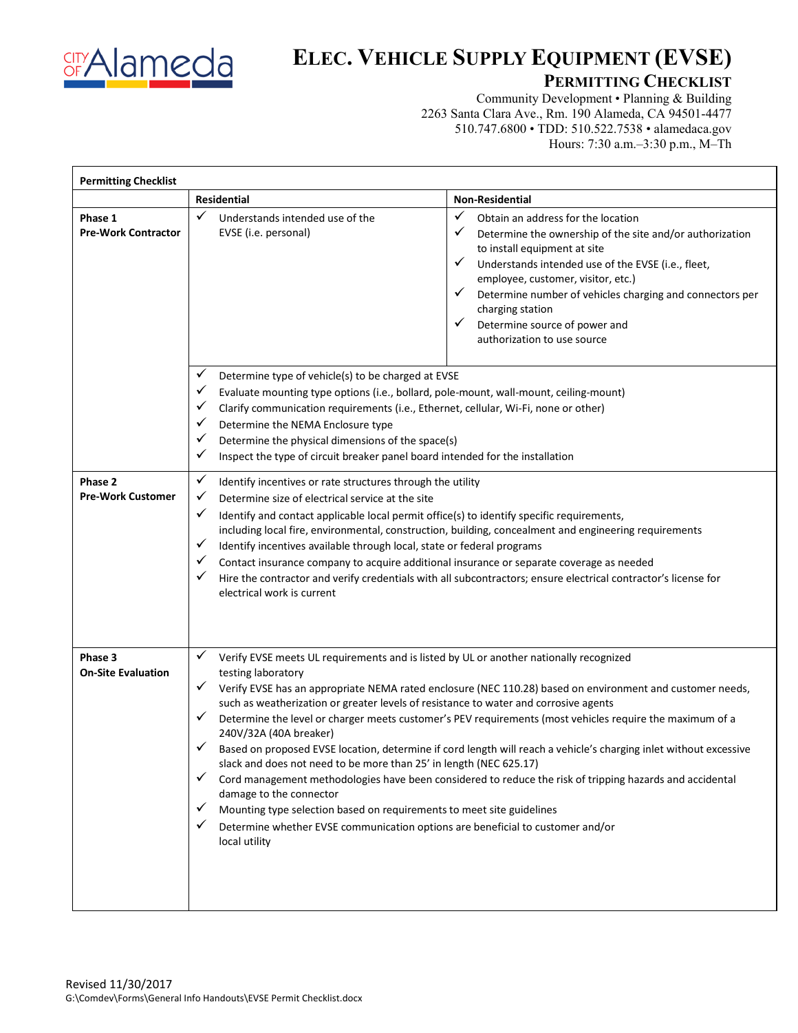# ELEC. VEHICLE SUPPLY EQUIPMENT (EVSE)

## PERMITTING CHECKLIST

Community Development • Planning & Building
2263 Santa Clara Ave., Rm. 190 Alameda, CA 94501-4477
510.747.6800 • TDD: 510.522.7538 • alamedaca.gov
Hours: 7:30 a.m.–3:30 p.m., M–Th

| Permitting Checklist | | |
|---|---|---|
| | **Residential** | **Non-Residential** |
| **Phase 1 Pre-Work Contractor** | ✓ Understands intended use of the EVSE (i.e. personal) | ✓ Obtain an address for the location<br>✓ Determine the ownership of the site and/or authorization to install equipment at site<br>✓ Understands intended use of the EVSE (i.e., fleet, employee, customer, visitor, etc.)<br>✓ Determine number of vehicles charging and connectors per charging station<br>✓ Determine source of power and authorization to use source |
| | ✓ Determine type of vehicle(s) to be charged at EVSE<br>✓ Evaluate mounting type options (i.e., bollard, pole-mount, wall-mount, ceiling-mount)<br>✓ Clarify communication requirements (i.e., Ethernet, cellular, Wi-Fi, none or other)<br>✓ Determine the NEMA Enclosure type<br>✓ Determine the physical dimensions of the space(s)<br>✓ Inspect the type of circuit breaker panel board intended for the installation | |
| **Phase 2 Pre-Work Customer** | ✓ Identify incentives or rate structures through the utility<br>✓ Determine size of electrical service at the site<br>✓ Identify and contact applicable local permit office(s) to identify specific requirements, including local fire, environmental, construction, building, concealment and engineering requirements<br>✓ Identify incentives available through local, state or federal programs<br>✓ Contact insurance company to acquire additional insurance or separate coverage as needed<br>✓ Hire the contractor and verify credentials with all subcontractors; ensure electrical contractor's license for electrical work is current | |
| **Phase 3 On-Site Evaluation** | ✓ Verify EVSE meets UL requirements and is listed by UL or another nationally recognized testing laboratory<br>✓ Verify EVSE has an appropriate NEMA rated enclosure (NEC 110.28) based on environment and customer needs, such as weatherization or greater levels of resistance to water and corrosive agents<br>✓ Determine the level or charger meets customer's PEV requirements (most vehicles require the maximum of a 240V/32A (40A breaker)<br>✓ Based on proposed EVSE location, determine if cord length will reach a vehicle's charging inlet without excessive slack and does not need to be more than 25' in length (NEC 625.17)<br>✓ Cord management methodologies have been considered to reduce the risk of tripping hazards and accidental damage to the connector<br>✓ Mounting type selection based on requirements to meet site guidelines<br>✓ Determine whether EVSE communication options are beneficial to customer and/or local utility | |

Revised 11/30/2017
G:\Comdev\Forms\General Info Handouts\EVSE Permit Checklist.docx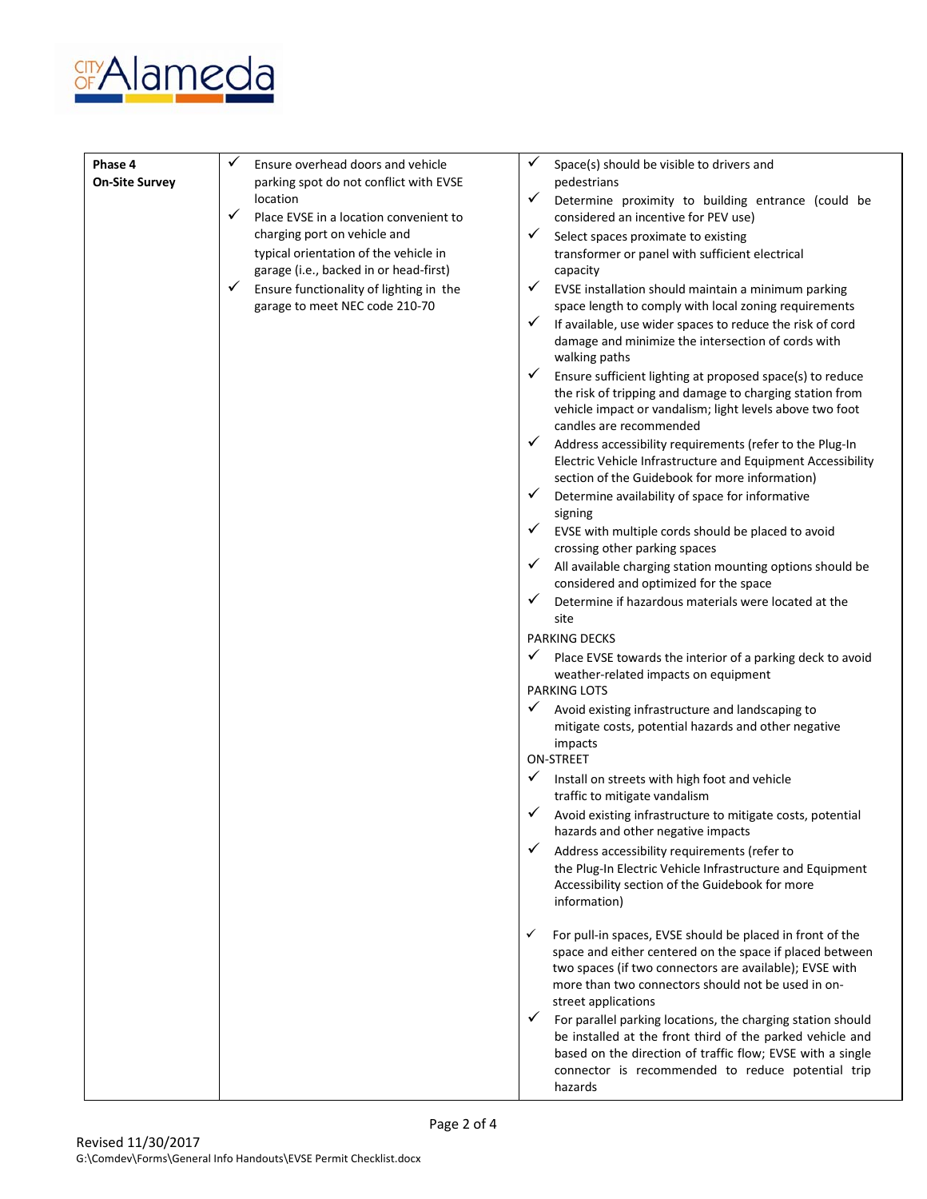| Phase | | |
|---|---|---|
| **Phase 4**<br>**On-Site Survey** | ✓ Ensure overhead doors and vehicle parking spot do not conflict with EVSE location<br>✓ Place EVSE in a location convenient to charging port on vehicle and typical orientation of the vehicle in garage (i.e., backed in or head-first)<br>✓ Ensure functionality of lighting in the garage to meet NEC code 210-70 | ✓ Space(s) should be visible to drivers and pedestrians<br>✓ Determine proximity to building entrance (could be considered an incentive for PEV use)<br>✓ Select spaces proximate to existing transformer or panel with sufficient electrical capacity<br>✓ EVSE installation should maintain a minimum parking space length to comply with local zoning requirements<br>✓ If available, use wider spaces to reduce the risk of cord damage and minimize the intersection of cords with walking paths<br>✓ Ensure sufficient lighting at proposed space(s) to reduce the risk of tripping and damage to charging station from vehicle impact or vandalism; light levels above two foot candles are recommended<br>✓ Address accessibility requirements (refer to the Plug-In Electric Vehicle Infrastructure and Equipment Accessibility section of the Guidebook for more information)<br>✓ Determine availability of space for informative signing<br>✓ EVSE with multiple cords should be placed to avoid crossing other parking spaces<br>✓ All available charging station mounting options should be considered and optimized for the space<br>✓ Determine if hazardous materials were located at the site<br>PARKING DECKS<br>✓ Place EVSE towards the interior of a parking deck to avoid weather-related impacts on equipment<br>PARKING LOTS<br>✓ Avoid existing infrastructure and landscaping to mitigate costs, potential hazards and other negative impacts<br>ON-STREET<br>✓ Install on streets with high foot and vehicle traffic to mitigate vandalism<br>✓ Avoid existing infrastructure to mitigate costs, potential hazards and other negative impacts<br>✓ Address accessibility requirements (refer to the Plug-In Electric Vehicle Infrastructure and Equipment Accessibility section of the Guidebook for more information)<br>✓ For pull-in spaces, EVSE should be placed in front of the space and either centered on the space if placed between two spaces (if two connectors are available); EVSE with more than two connectors should not be used in on-street applications<br>✓ For parallel parking locations, the charging station should be installed at the front third of the parked vehicle and based on the direction of traffic flow; EVSE with a single connector is recommended to reduce potential trip hazards |

Revised 11/30/2017
G:\Comdev\Forms\General Info Handouts\EVSE Permit Checklist.docx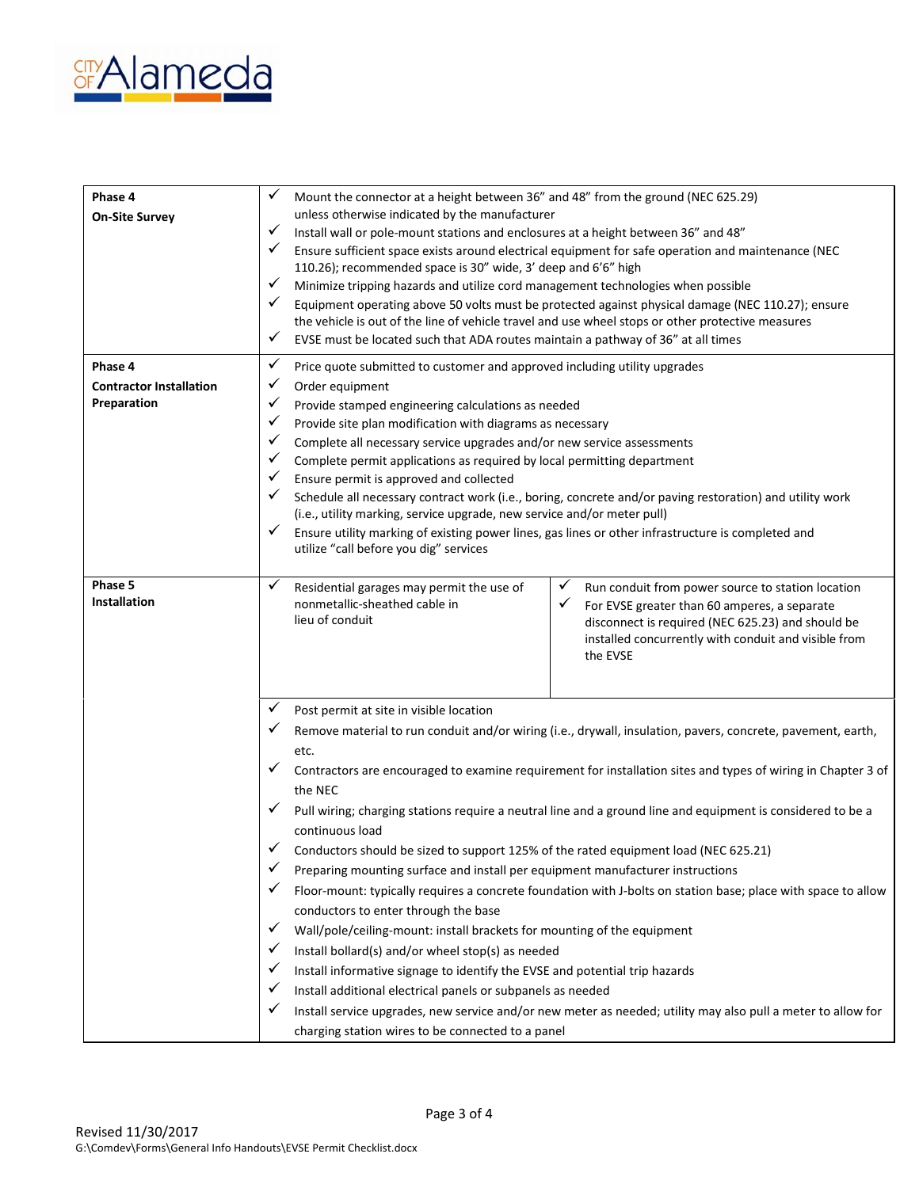| Phase | Tasks |
| --- | --- |
| **Phase 4**<br>**On-Site Survey** | ✓ Mount the connector at a height between 36" and 48" from the ground (NEC 625.29) unless otherwise indicated by the manufacturer<br>✓ Install wall or pole-mount stations and enclosures at a height between 36" and 48"<br>✓ Ensure sufficient space exists around electrical equipment for safe operation and maintenance (NEC 110.26); recommended space is 30" wide, 3' deep and 6'6" high<br>✓ Minimize tripping hazards and utilize cord management technologies when possible<br>✓ Equipment operating above 50 volts must be protected against physical damage (NEC 110.27); ensure the vehicle is out of the line of vehicle travel and use wheel stops or other protective measures<br>✓ EVSE must be located such that ADA routes maintain a pathway of 36" at all times |
| **Phase 4**<br>**Contractor Installation Preparation** | ✓ Price quote submitted to customer and approved including utility upgrades<br>✓ Order equipment<br>✓ Provide stamped engineering calculations as needed<br>✓ Provide site plan modification with diagrams as necessary<br>✓ Complete all necessary service upgrades and/or new service assessments<br>✓ Complete permit applications as required by local permitting department<br>✓ Ensure permit is approved and collected<br>✓ Schedule all necessary contract work (i.e., boring, concrete and/or paving restoration) and utility work (i.e., utility marking, service upgrade, new service and/or meter pull)<br>✓ Ensure utility marking of existing power lines, gas lines or other infrastructure is completed and utilize "call before you dig" services |
| **Phase 5**<br>**Installation** | ✓ Residential garages may permit the use of nonmetallic-sheathed cable in lieu of conduit<br>✓ Run conduit from power source to station location<br>✓ For EVSE greater than 60 amperes, a separate disconnect is required (NEC 625.23) and should be installed concurrently with conduit and visible from the EVSE<br>✓ Post permit at site in visible location<br>✓ Remove material to run conduit and/or wiring (i.e., drywall, insulation, pavers, concrete, pavement, earth, etc.<br>✓ Contractors are encouraged to examine requirement for installation sites and types of wiring in Chapter 3 of the NEC<br>✓ Pull wiring; charging stations require a neutral line and a ground line and equipment is considered to be a continuous load<br>✓ Conductors should be sized to support 125% of the rated equipment load (NEC 625.21)<br>✓ Preparing mounting surface and install per equipment manufacturer instructions<br>✓ Floor-mount: typically requires a concrete foundation with J-bolts on station base; place with space to allow conductors to enter through the base<br>✓ Wall/pole/ceiling-mount: install brackets for mounting of the equipment<br>✓ Install bollard(s) and/or wheel stop(s) as needed<br>✓ Install informative signage to identify the EVSE and potential trip hazards<br>✓ Install additional electrical panels or subpanels as needed<br>✓ Install service upgrades, new service and/or new meter as needed; utility may also pull a meter to allow for charging station wires to be connected to a panel |

Revised 11/30/2017
G:\Comdev\Forms\General Info Handouts\EVSE Permit Checklist.docx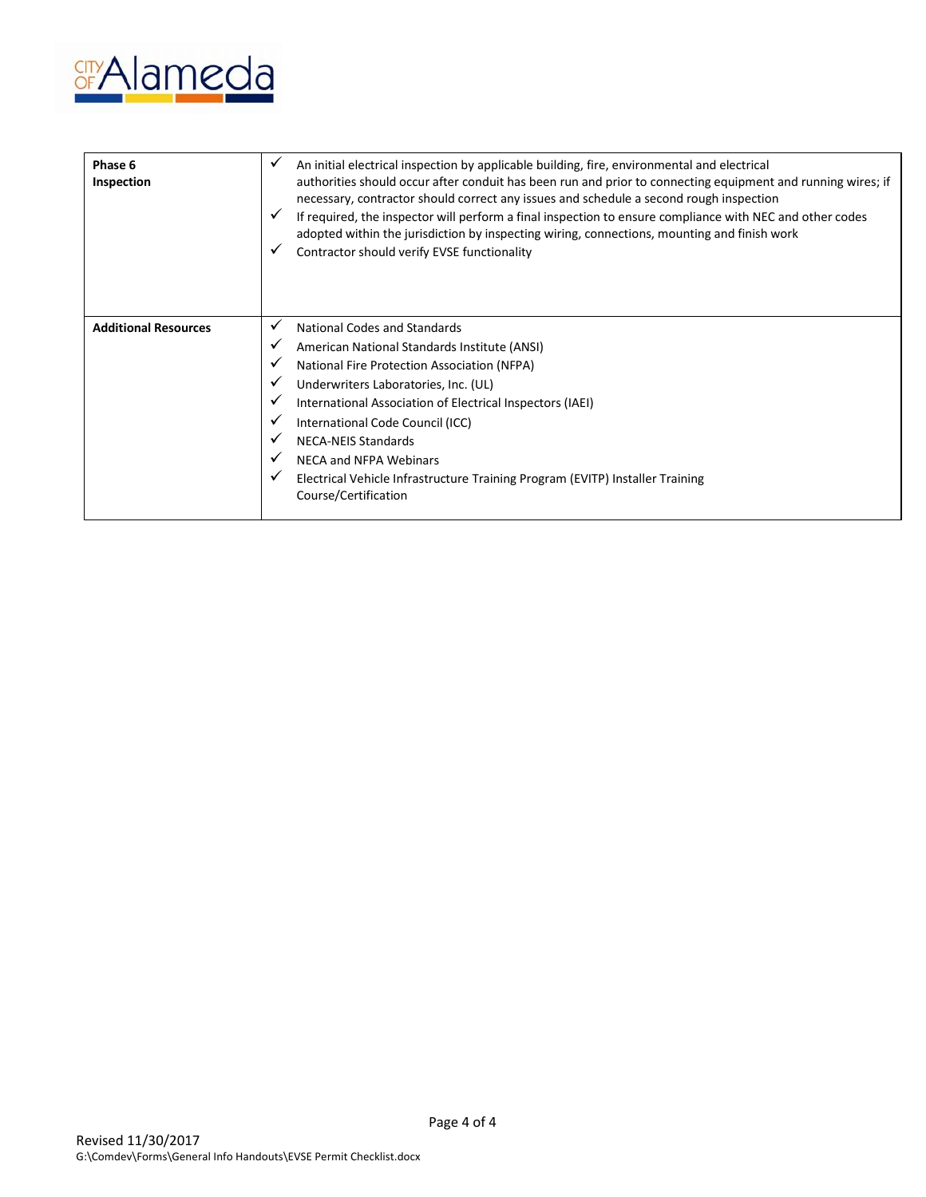| | |
|---|---|
| **Phase 6**<br>**Inspection** | ✓ An initial electrical inspection by applicable building, fire, environmental and electrical authorities should occur after conduit has been run and prior to connecting equipment and running wires; if necessary, contractor should correct any issues and schedule a second rough inspection<br>✓ If required, the inspector will perform a final inspection to ensure compliance with NEC and other codes adopted within the jurisdiction by inspecting wiring, connections, mounting and finish work<br>✓ Contractor should verify EVSE functionality |
| **Additional Resources** | ✓ National Codes and Standards<br>✓ American National Standards Institute (ANSI)<br>✓ National Fire Protection Association (NFPA)<br>✓ Underwriters Laboratories, Inc. (UL)<br>✓ International Association of Electrical Inspectors (IAEI)<br>✓ International Code Council (ICC)<br>✓ NECA-NEIS Standards<br>✓ NECA and NFPA Webinars<br>✓ Electrical Vehicle Infrastructure Training Program (EVITP) Installer Training Course/Certification |

Revised 11/30/2017
G:\Comdev\Forms\General Info Handouts\EVSE Permit Checklist.docx